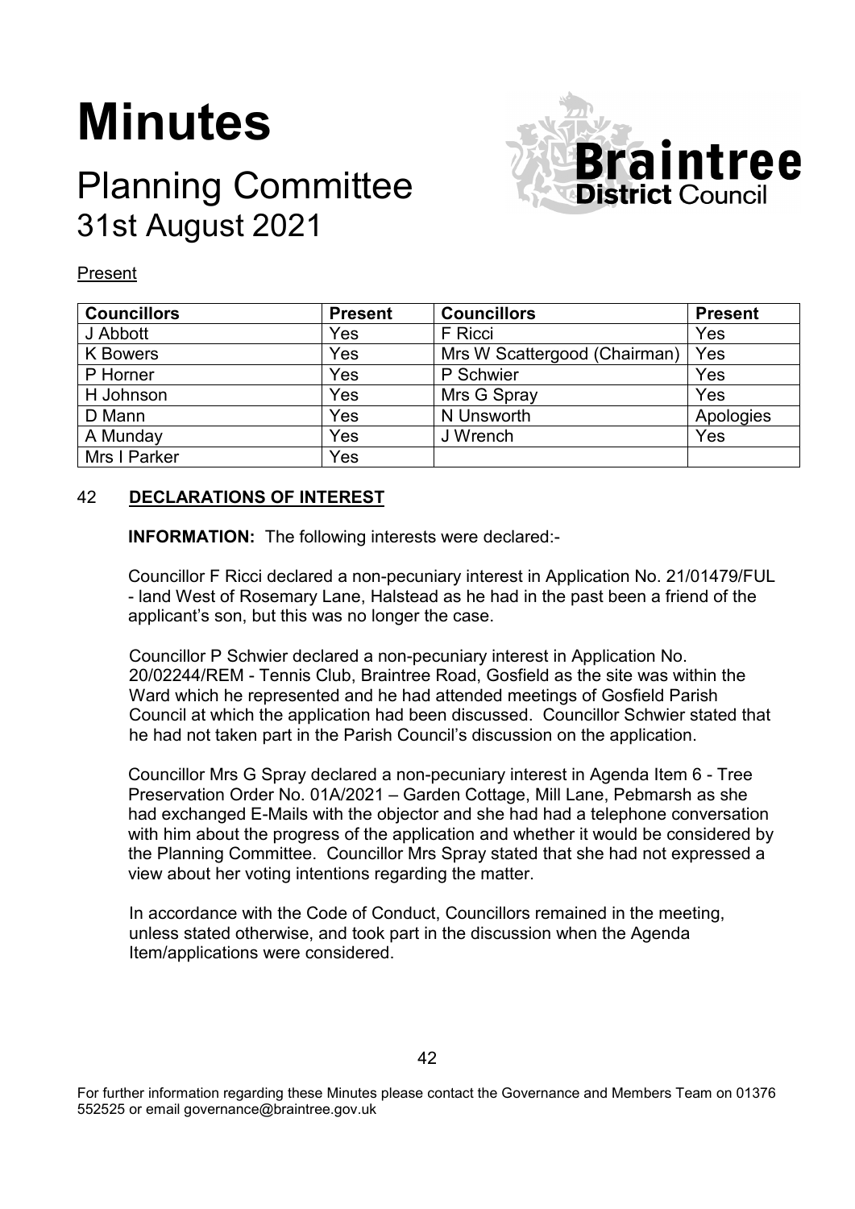# Minutes

## Planning Committee
## 31st August 2021

Present

| Councillors | Present | Councillors | Present |
|---|---|---|---|
| J Abbott | Yes | F Ricci | Yes |
| K Bowers | Yes | Mrs W Scattergood (Chairman) | Yes |
| P Horner | Yes | P Schwier | Yes |
| H Johnson | Yes | Mrs G Spray | Yes |
| D Mann | Yes | N Unsworth | Apologies |
| A Munday | Yes | J Wrench | Yes |
| Mrs I Parker | Yes | | |

### 42 DECLARATIONS OF INTEREST

**INFORMATION:** The following interests were declared:-

Councillor F Ricci declared a non-pecuniary interest in Application No. 21/01479/FUL - land West of Rosemary Lane, Halstead as he had in the past been a friend of the applicant's son, but this was no longer the case.

Councillor P Schwier declared a non-pecuniary interest in Application No. 20/02244/REM - Tennis Club, Braintree Road, Gosfield as the site was within the Ward which he represented and he had attended meetings of Gosfield Parish Council at which the application had been discussed. Councillor Schwier stated that he had not taken part in the Parish Council's discussion on the application.

Councillor Mrs G Spray declared a non-pecuniary interest in Agenda Item 6 - Tree Preservation Order No. 01A/2021 – Garden Cottage, Mill Lane, Pebmarsh as she had exchanged E-Mails with the objector and she had had a telephone conversation with him about the progress of the application and whether it would be considered by the Planning Committee. Councillor Mrs Spray stated that she had not expressed a view about her voting intentions regarding the matter.

In accordance with the Code of Conduct, Councillors remained in the meeting, unless stated otherwise, and took part in the discussion when the Agenda Item/applications were considered.

For further information regarding these Minutes please contact the Governance and Members Team on 01376 552525 or email governance@braintree.gov.uk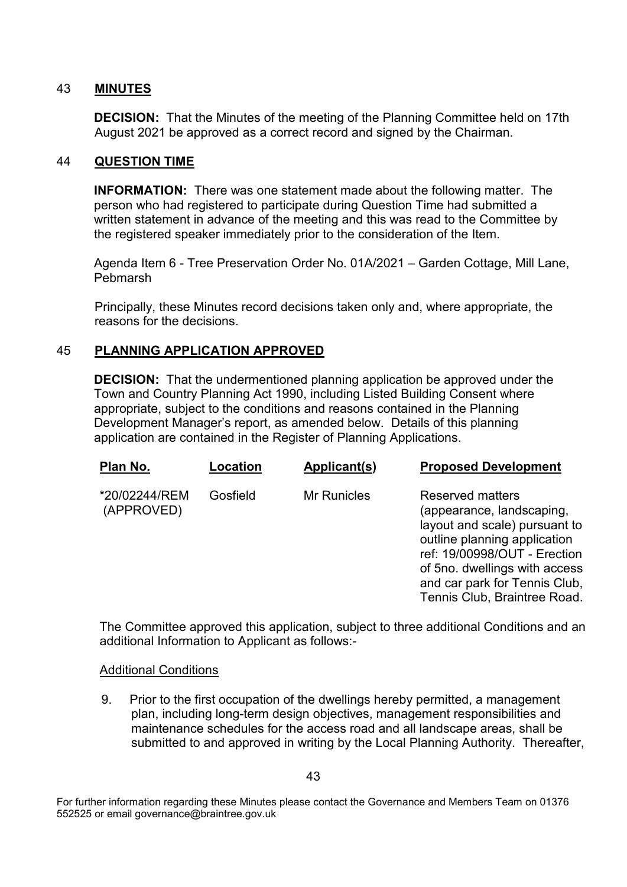## 43 **MINUTES**

**DECISION:** That the Minutes of the meeting of the Planning Committee held on 17th August 2021 be approved as a correct record and signed by the Chairman.

## 44 **QUESTION TIME**

**INFORMATION:** There was one statement made about the following matter. The person who had registered to participate during Question Time had submitted a written statement in advance of the meeting and this was read to the Committee by the registered speaker immediately prior to the consideration of the Item.

Agenda Item 6 - Tree Preservation Order No. 01A/2021 – Garden Cottage, Mill Lane, Pebmarsh

Principally, these Minutes record decisions taken only and, where appropriate, the reasons for the decisions.

## 45 **PLANNING APPLICATION APPROVED**

**DECISION:** That the undermentioned planning application be approved under the Town and Country Planning Act 1990, including Listed Building Consent where appropriate, subject to the conditions and reasons contained in the Planning Development Manager's report, as amended below. Details of this planning application are contained in the Register of Planning Applications.

| Plan No. | Location | Applicant(s) | Proposed Development |
|---|---|---|---|
| *20/02244/REM (APPROVED) | Gosfield | Mr Runicles | Reserved matters (appearance, landscaping, layout and scale) pursuant to outline planning application ref: 19/00998/OUT - Erection of 5no. dwellings with access and car park for Tennis Club, Tennis Club, Braintree Road. |

The Committee approved this application, subject to three additional Conditions and an additional Information to Applicant as follows:-

Additional Conditions

9. Prior to the first occupation of the dwellings hereby permitted, a management plan, including long-term design objectives, management responsibilities and maintenance schedules for the access road and all landscape areas, shall be submitted to and approved in writing by the Local Planning Authority. Thereafter,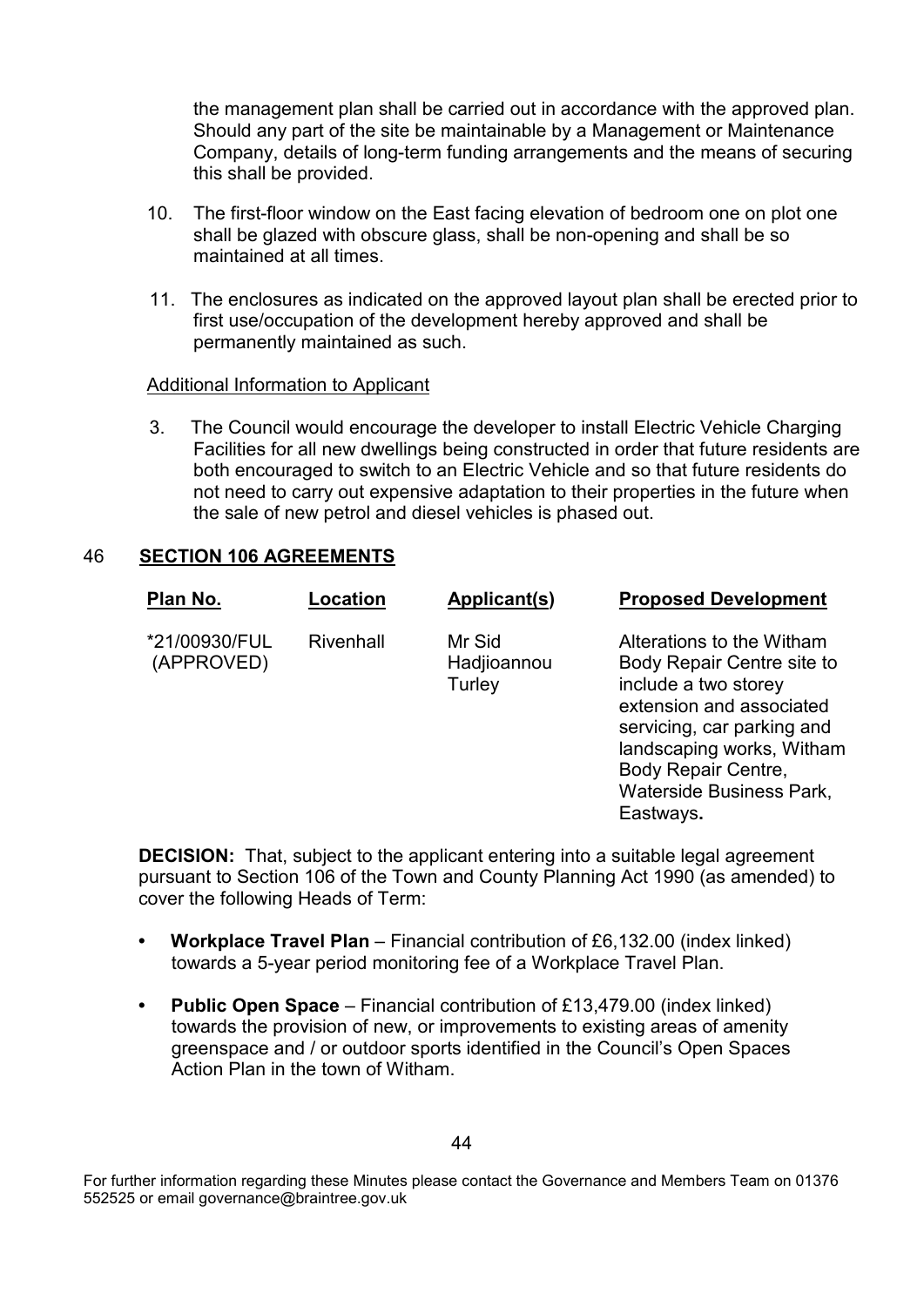the management plan shall be carried out in accordance with the approved plan. Should any part of the site be maintainable by a Management or Maintenance Company, details of long-term funding arrangements and the means of securing this shall be provided.

10. The first-floor window on the East facing elevation of bedroom one on plot one shall be glazed with obscure glass, shall be non-opening and shall be so maintained at all times.

11. The enclosures as indicated on the approved layout plan shall be erected prior to first use/occupation of the development hereby approved and shall be permanently maintained as such.

Additional Information to Applicant

3. The Council would encourage the developer to install Electric Vehicle Charging Facilities for all new dwellings being constructed in order that future residents are both encouraged to switch to an Electric Vehicle and so that future residents do not need to carry out expensive adaptation to their properties in the future when the sale of new petrol and diesel vehicles is phased out.

## 46 SECTION 106 AGREEMENTS

| Plan No. | Location | Applicant(s) | Proposed Development |
|---|---|---|---|
| *21/00930/FUL (APPROVED) | Rivenhall | Mr Sid Hadjioannou Turley | Alterations to the Witham Body Repair Centre site to include a two storey extension and associated servicing, car parking and landscaping works, Witham Body Repair Centre, Waterside Business Park, Eastways. |

**DECISION:** That, subject to the applicant entering into a suitable legal agreement pursuant to Section 106 of the Town and County Planning Act 1990 (as amended) to cover the following Heads of Term:

- **Workplace Travel Plan** – Financial contribution of £6,132.00 (index linked) towards a 5-year period monitoring fee of a Workplace Travel Plan.
- **Public Open Space** – Financial contribution of £13,479.00 (index linked) towards the provision of new, or improvements to existing areas of amenity greenspace and / or outdoor sports identified in the Council's Open Spaces Action Plan in the town of Witham.

For further information regarding these Minutes please contact the Governance and Members Team on 01376 552525 or email governance@braintree.gov.uk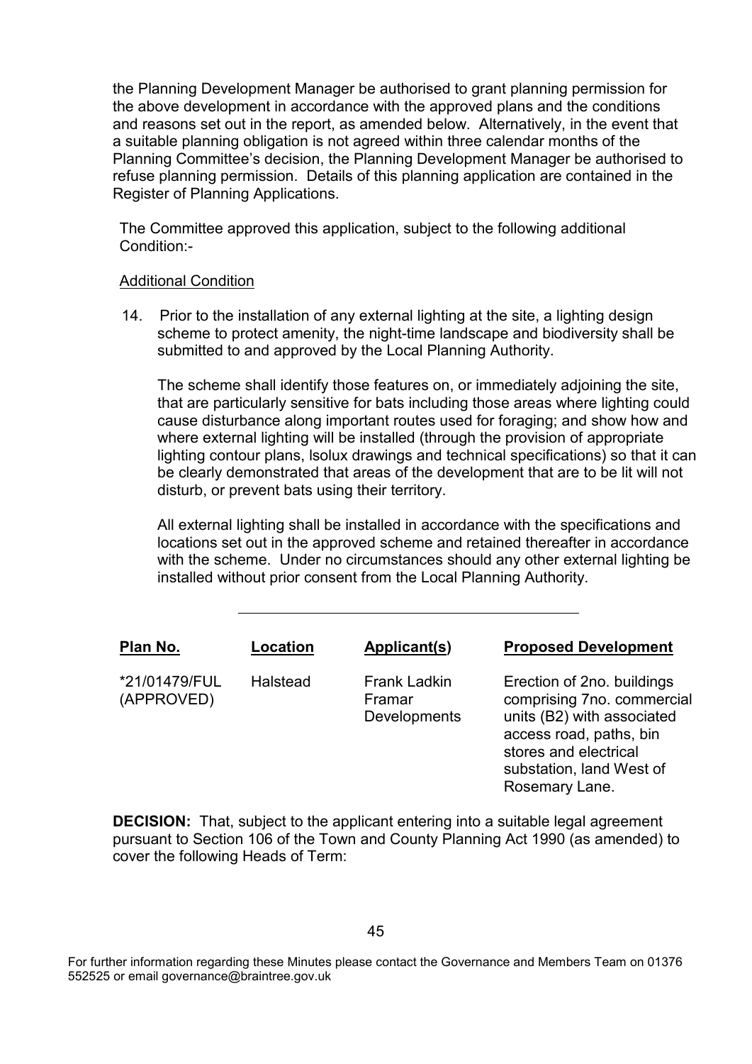the Planning Development Manager be authorised to grant planning permission for the above development in accordance with the approved plans and the conditions and reasons set out in the report, as amended below. Alternatively, in the event that a suitable planning obligation is not agreed within three calendar months of the Planning Committee's decision, the Planning Development Manager be authorised to refuse planning permission. Details of this planning application are contained in the Register of Planning Applications.

The Committee approved this application, subject to the following additional Condition:-

Additional Condition

14. Prior to the installation of any external lighting at the site, a lighting design scheme to protect amenity, the night-time landscape and biodiversity shall be submitted to and approved by the Local Planning Authority.

    The scheme shall identify those features on, or immediately adjoining the site, that are particularly sensitive for bats including those areas where lighting could cause disturbance along important routes used for foraging; and show how and where external lighting will be installed (through the provision of appropriate lighting contour plans, Isolux drawings and technical specifications) so that it can be clearly demonstrated that areas of the development that are to be lit will not disturb, or prevent bats using their territory.

    All external lighting shall be installed in accordance with the specifications and locations set out in the approved scheme and retained thereafter in accordance with the scheme. Under no circumstances should any other external lighting be installed without prior consent from the Local Planning Authority.

---

| Plan No. | Location | Applicant(s) | Proposed Development |
|---|---|---|---|
| *21/01479/FUL (APPROVED) | Halstead | Frank Ladkin Framar Developments | Erection of 2no. buildings comprising 7no. commercial units (B2) with associated access road, paths, bin stores and electrical substation, land West of Rosemary Lane. |

**DECISION:** That, subject to the applicant entering into a suitable legal agreement pursuant to Section 106 of the Town and County Planning Act 1990 (as amended) to cover the following Heads of Term: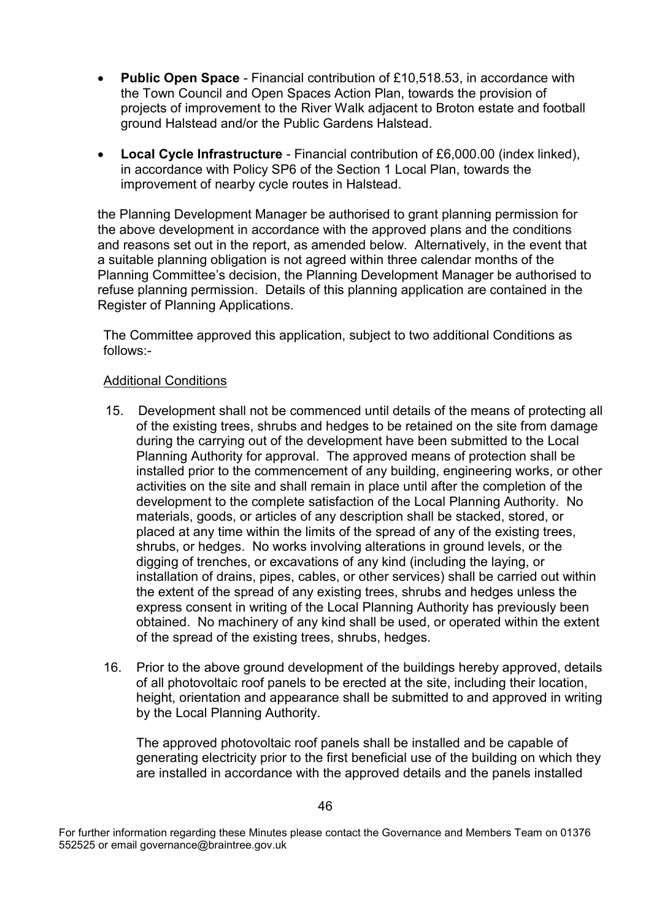- **Public Open Space** - Financial contribution of £10,518.53, in accordance with the Town Council and Open Spaces Action Plan, towards the provision of projects of improvement to the River Walk adjacent to Broton estate and football ground Halstead and/or the Public Gardens Halstead.
- **Local Cycle Infrastructure** - Financial contribution of £6,000.00 (index linked), in accordance with Policy SP6 of the Section 1 Local Plan, towards the improvement of nearby cycle routes in Halstead.

the Planning Development Manager be authorised to grant planning permission for the above development in accordance with the approved plans and the conditions and reasons set out in the report, as amended below. Alternatively, in the event that a suitable planning obligation is not agreed within three calendar months of the Planning Committee's decision, the Planning Development Manager be authorised to refuse planning permission. Details of this planning application are contained in the Register of Planning Applications.

The Committee approved this application, subject to two additional Conditions as follows:-

Additional Conditions

15. Development shall not be commenced until details of the means of protecting all of the existing trees, shrubs and hedges to be retained on the site from damage during the carrying out of the development have been submitted to the Local Planning Authority for approval. The approved means of protection shall be installed prior to the commencement of any building, engineering works, or other activities on the site and shall remain in place until after the completion of the development to the complete satisfaction of the Local Planning Authority. No materials, goods, or articles of any description shall be stacked, stored, or placed at any time within the limits of the spread of any of the existing trees, shrubs, or hedges. No works involving alterations in ground levels, or the digging of trenches, or excavations of any kind (including the laying, or installation of drains, pipes, cables, or other services) shall be carried out within the extent of the spread of any existing trees, shrubs and hedges unless the express consent in writing of the Local Planning Authority has previously been obtained. No machinery of any kind shall be used, or operated within the extent of the spread of the existing trees, shrubs, hedges.

16. Prior to the above ground development of the buildings hereby approved, details of all photovoltaic roof panels to be erected at the site, including their location, height, orientation and appearance shall be submitted to and approved in writing by the Local Planning Authority.

    The approved photovoltaic roof panels shall be installed and be capable of generating electricity prior to the first beneficial use of the building on which they are installed in accordance with the approved details and the panels installed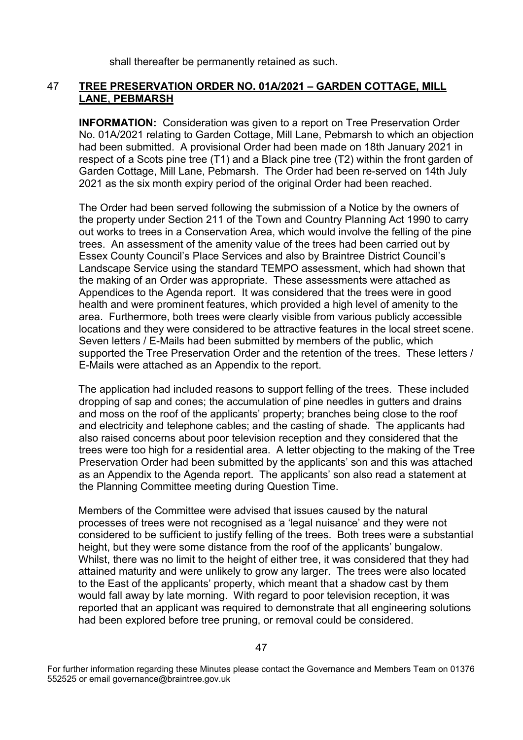shall thereafter be permanently retained as such.

## 47 TREE PRESERVATION ORDER NO. 01A/2021 – GARDEN COTTAGE, MILL LANE, PEBMARSH

**INFORMATION:** Consideration was given to a report on Tree Preservation Order No. 01A/2021 relating to Garden Cottage, Mill Lane, Pebmarsh to which an objection had been submitted. A provisional Order had been made on 18th January 2021 in respect of a Scots pine tree (T1) and a Black pine tree (T2) within the front garden of Garden Cottage, Mill Lane, Pebmarsh. The Order had been re-served on 14th July 2021 as the six month expiry period of the original Order had been reached.

The Order had been served following the submission of a Notice by the owners of the property under Section 211 of the Town and Country Planning Act 1990 to carry out works to trees in a Conservation Area, which would involve the felling of the pine trees. An assessment of the amenity value of the trees had been carried out by Essex County Council's Place Services and also by Braintree District Council's Landscape Service using the standard TEMPO assessment, which had shown that the making of an Order was appropriate. These assessments were attached as Appendices to the Agenda report. It was considered that the trees were in good health and were prominent features, which provided a high level of amenity to the area. Furthermore, both trees were clearly visible from various publicly accessible locations and they were considered to be attractive features in the local street scene. Seven letters / E-Mails had been submitted by members of the public, which supported the Tree Preservation Order and the retention of the trees. These letters / E-Mails were attached as an Appendix to the report.

The application had included reasons to support felling of the trees. These included dropping of sap and cones; the accumulation of pine needles in gutters and drains and moss on the roof of the applicants' property; branches being close to the roof and electricity and telephone cables; and the casting of shade. The applicants had also raised concerns about poor television reception and they considered that the trees were too high for a residential area. A letter objecting to the making of the Tree Preservation Order had been submitted by the applicants' son and this was attached as an Appendix to the Agenda report. The applicants' son also read a statement at the Planning Committee meeting during Question Time.

Members of the Committee were advised that issues caused by the natural processes of trees were not recognised as a 'legal nuisance' and they were not considered to be sufficient to justify felling of the trees. Both trees were a substantial height, but they were some distance from the roof of the applicants' bungalow. Whilst, there was no limit to the height of either tree, it was considered that they had attained maturity and were unlikely to grow any larger. The trees were also located to the East of the applicants' property, which meant that a shadow cast by them would fall away by late morning. With regard to poor television reception, it was reported that an applicant was required to demonstrate that all engineering solutions had been explored before tree pruning, or removal could be considered.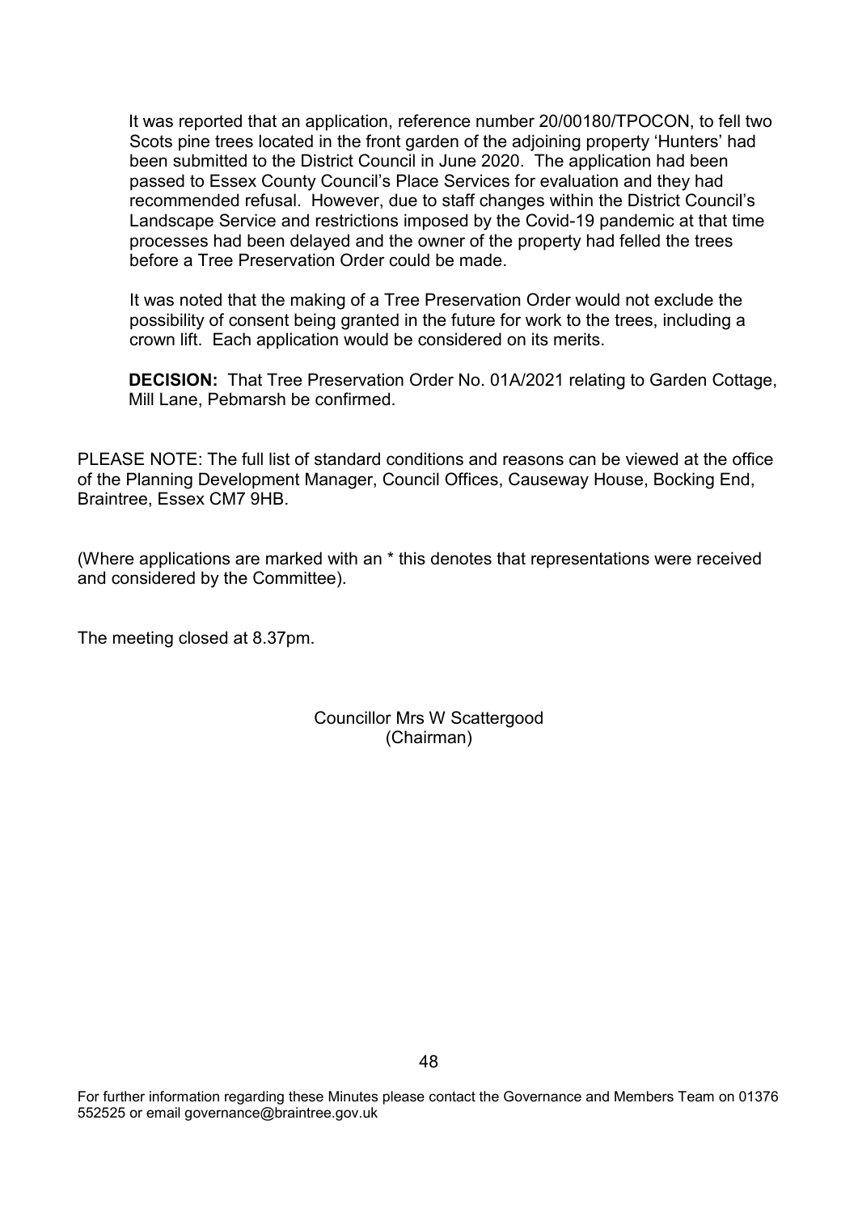It was reported that an application, reference number 20/00180/TPOCON, to fell two Scots pine trees located in the front garden of the adjoining property 'Hunters' had been submitted to the District Council in June 2020. The application had been passed to Essex County Council's Place Services for evaluation and they had recommended refusal. However, due to staff changes within the District Council's Landscape Service and restrictions imposed by the Covid-19 pandemic at that time processes had been delayed and the owner of the property had felled the trees before a Tree Preservation Order could be made.

It was noted that the making of a Tree Preservation Order would not exclude the possibility of consent being granted in the future for work to the trees, including a crown lift. Each application would be considered on its merits.

**DECISION:** That Tree Preservation Order No. 01A/2021 relating to Garden Cottage, Mill Lane, Pebmarsh be confirmed.

PLEASE NOTE: The full list of standard conditions and reasons can be viewed at the office of the Planning Development Manager, Council Offices, Causeway House, Bocking End, Braintree, Essex CM7 9HB.

(Where applications are marked with an * this denotes that representations were received and considered by the Committee).

The meeting closed at 8.37pm.

Councillor Mrs W Scattergood
(Chairman)

For further information regarding these Minutes please contact the Governance and Members Team on 01376 552525 or email governance@braintree.gov.uk